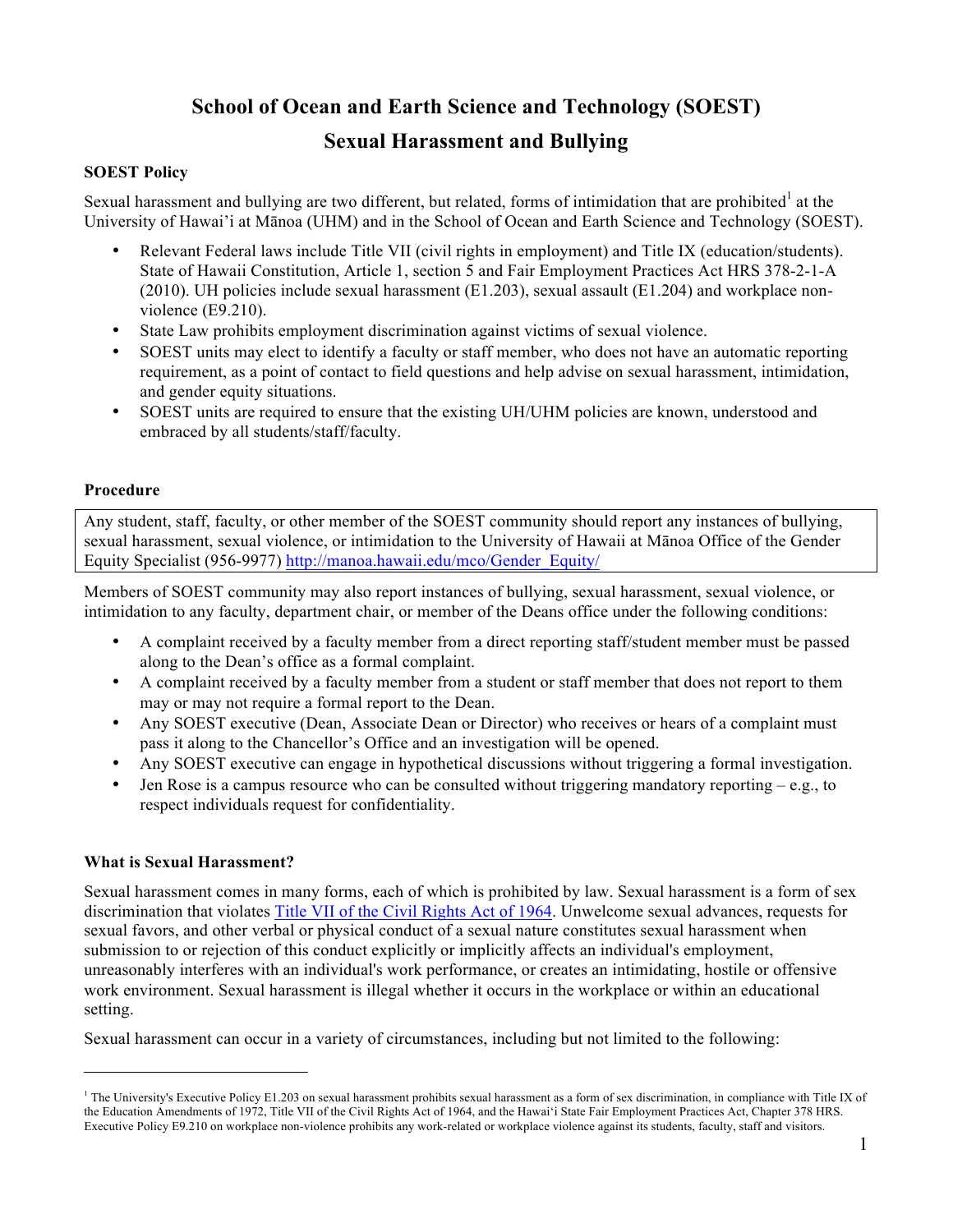# School of Ocean and Earth Science and Technology (SOEST)

## Sexual Harassment and Bullying

### SOEST Policy

Sexual harassment and bullying are two different, but related, forms of intimidation that are prohibited[1] at the University of Hawai'i at Mānoa (UHM) and in the School of Ocean and Earth Science and Technology (SOEST).

- Relevant Federal laws include Title VII (civil rights in employment) and Title IX (education/students). State of Hawaii Constitution, Article 1, section 5 and Fair Employment Practices Act HRS 378-2-1-A (2010). UH policies include sexual harassment (E1.203), sexual assault (E1.204) and workplace non-violence (E9.210).
- State Law prohibits employment discrimination against victims of sexual violence.
- SOEST units may elect to identify a faculty or staff member, who does not have an automatic reporting requirement, as a point of contact to field questions and help advise on sexual harassment, intimidation, and gender equity situations.
- SOEST units are required to ensure that the existing UH/UHM policies are known, understood and embraced by all students/staff/faculty.

### Procedure

Any student, staff, faculty, or other member of the SOEST community should report any instances of bullying, sexual harassment, sexual violence, or intimidation to the University of Hawaii at Mānoa Office of the Gender Equity Specialist (956-9977) http://manoa.hawaii.edu/mco/Gender_Equity/

Members of SOEST community may also report instances of bullying, sexual harassment, sexual violence, or intimidation to any faculty, department chair, or member of the Deans office under the following conditions:

- A complaint received by a faculty member from a direct reporting staff/student member must be passed along to the Dean's office as a formal complaint.
- A complaint received by a faculty member from a student or staff member that does not report to them may or may not require a formal report to the Dean.
- Any SOEST executive (Dean, Associate Dean or Director) who receives or hears of a complaint must pass it along to the Chancellor's Office and an investigation will be opened.
- Any SOEST executive can engage in hypothetical discussions without triggering a formal investigation.
- Jen Rose is a campus resource who can be consulted without triggering mandatory reporting – e.g., to respect individuals request for confidentiality.

### What is Sexual Harassment?

Sexual harassment comes in many forms, each of which is prohibited by law. Sexual harassment is a form of sex discrimination that violates Title VII of the Civil Rights Act of 1964. Unwelcome sexual advances, requests for sexual favors, and other verbal or physical conduct of a sexual nature constitutes sexual harassment when submission to or rejection of this conduct explicitly or implicitly affects an individual's employment, unreasonably interferes with an individual's work performance, or creates an intimidating, hostile or offensive work environment. Sexual harassment is illegal whether it occurs in the workplace or within an educational setting.

Sexual harassment can occur in a variety of circumstances, including but not limited to the following:

---

[1] The University's Executive Policy E1.203 on sexual harassment prohibits sexual harassment as a form of sex discrimination, in compliance with Title IX of the Education Amendments of 1972, Title VII of the Civil Rights Act of 1964, and the Hawai'i State Fair Employment Practices Act, Chapter 378 HRS. Executive Policy E9.210 on workplace non-violence prohibits any work-related or workplace violence against its students, faculty, staff and visitors.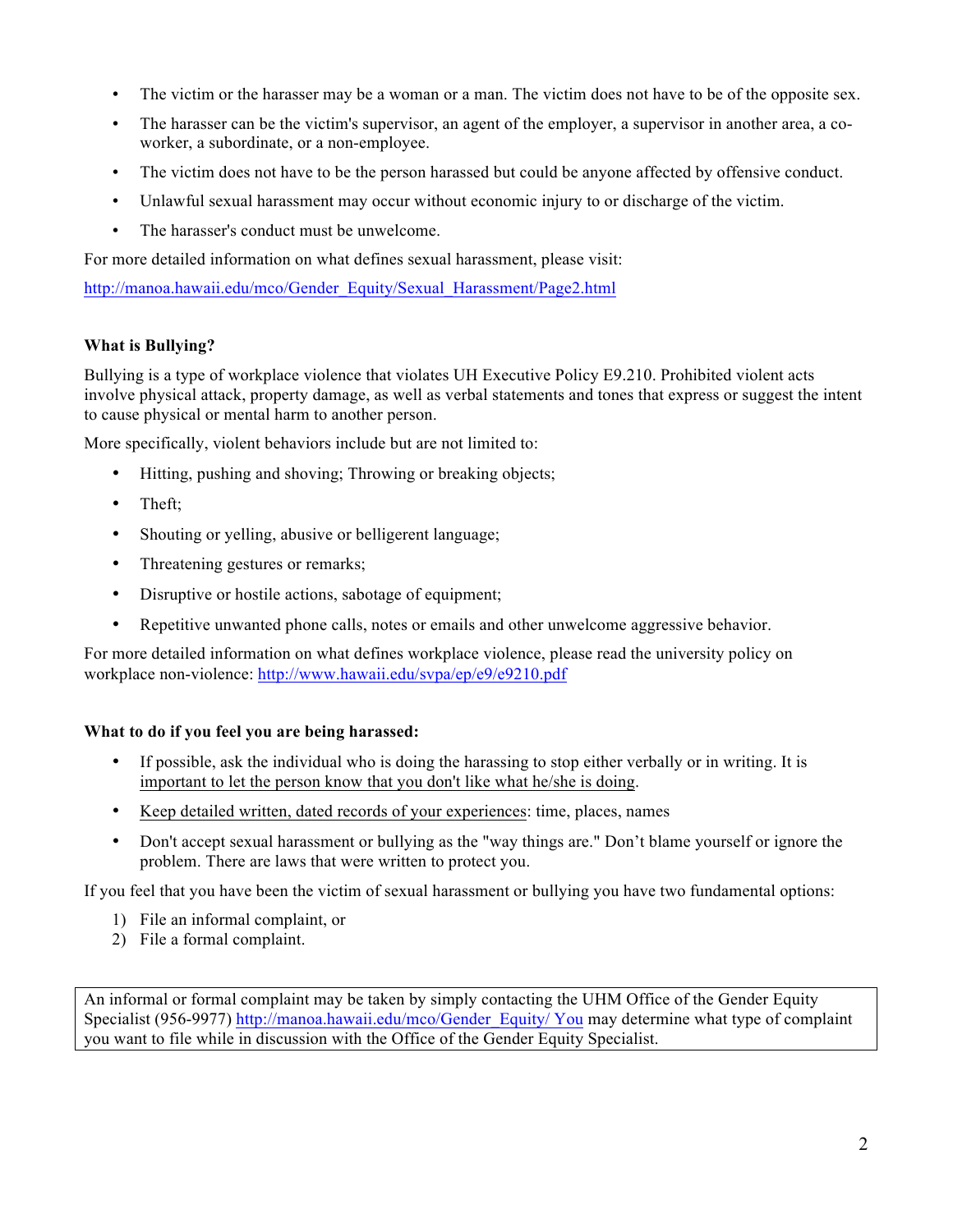- The victim or the harasser may be a woman or a man. The victim does not have to be of the opposite sex.
- The harasser can be the victim's supervisor, an agent of the employer, a supervisor in another area, a co-worker, a subordinate, or a non-employee.
- The victim does not have to be the person harassed but could be anyone affected by offensive conduct.
- Unlawful sexual harassment may occur without economic injury to or discharge of the victim.
- The harasser's conduct must be unwelcome.

For more detailed information on what defines sexual harassment, please visit:

http://manoa.hawaii.edu/mco/Gender_Equity/Sexual_Harassment/Page2.html

**What is Bullying?**

Bullying is a type of workplace violence that violates UH Executive Policy E9.210. Prohibited violent acts involve physical attack, property damage, as well as verbal statements and tones that express or suggest the intent to cause physical or mental harm to another person.

More specifically, violent behaviors include but are not limited to:

- Hitting, pushing and shoving; Throwing or breaking objects;
- Theft;
- Shouting or yelling, abusive or belligerent language;
- Threatening gestures or remarks;
- Disruptive or hostile actions, sabotage of equipment;
- Repetitive unwanted phone calls, notes or emails and other unwelcome aggressive behavior.

For more detailed information on what defines workplace violence, please read the university policy on workplace non-violence: http://www.hawaii.edu/svpa/ep/e9/e9210.pdf

**What to do if you feel you are being harassed:**

- If possible, ask the individual who is doing the harassing to stop either verbally or in writing. It is important to let the person know that you don't like what he/she is doing.
- Keep detailed written, dated records of your experiences: time, places, names
- Don't accept sexual harassment or bullying as the "way things are." Don't blame yourself or ignore the problem. There are laws that were written to protect you.

If you feel that you have been the victim of sexual harassment or bullying you have two fundamental options:

1) File an informal complaint, or
2) File a formal complaint.

An informal or formal complaint may be taken by simply contacting the UHM Office of the Gender Equity Specialist (956-9977) http://manoa.hawaii.edu/mco/Gender_Equity/ You may determine what type of complaint you want to file while in discussion with the Office of the Gender Equity Specialist.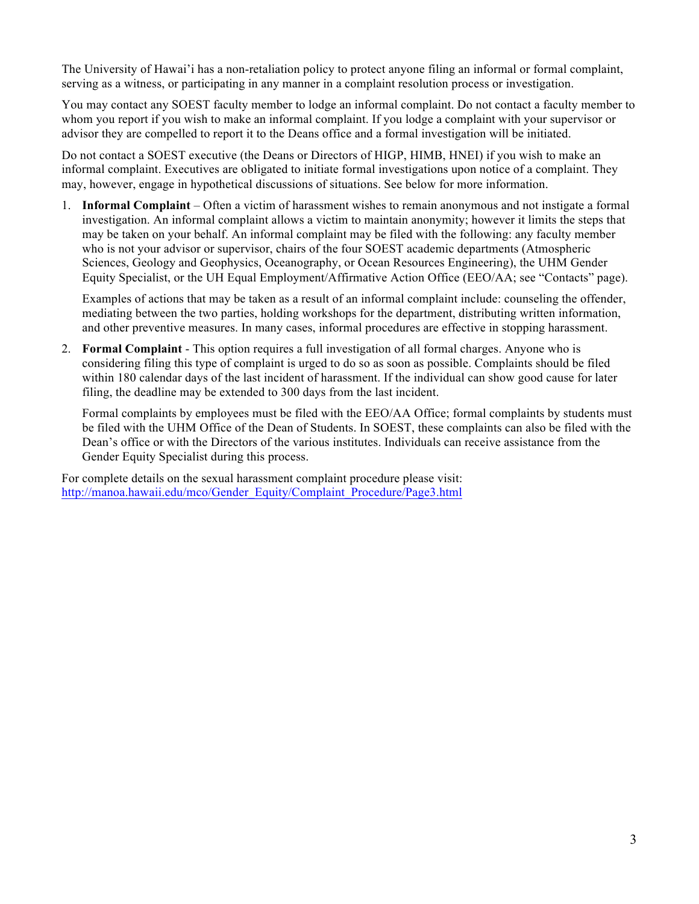The University of Hawai'i has a non-retaliation policy to protect anyone filing an informal or formal complaint, serving as a witness, or participating in any manner in a complaint resolution process or investigation.

You may contact any SOEST faculty member to lodge an informal complaint. Do not contact a faculty member to whom you report if you wish to make an informal complaint. If you lodge a complaint with your supervisor or advisor they are compelled to report it to the Deans office and a formal investigation will be initiated.

Do not contact a SOEST executive (the Deans or Directors of HIGP, HIMB, HNEI) if you wish to make an informal complaint. Executives are obligated to initiate formal investigations upon notice of a complaint. They may, however, engage in hypothetical discussions of situations. See below for more information.

1. **Informal Complaint** – Often a victim of harassment wishes to remain anonymous and not instigate a formal investigation. An informal complaint allows a victim to maintain anonymity; however it limits the steps that may be taken on your behalf. An informal complaint may be filed with the following: any faculty member who is not your advisor or supervisor, chairs of the four SOEST academic departments (Atmospheric Sciences, Geology and Geophysics, Oceanography, or Ocean Resources Engineering), the UHM Gender Equity Specialist, or the UH Equal Employment/Affirmative Action Office (EEO/AA; see "Contacts" page).

   Examples of actions that may be taken as a result of an informal complaint include: counseling the offender, mediating between the two parties, holding workshops for the department, distributing written information, and other preventive measures. In many cases, informal procedures are effective in stopping harassment.

2. **Formal Complaint** - This option requires a full investigation of all formal charges. Anyone who is considering filing this type of complaint is urged to do so as soon as possible. Complaints should be filed within 180 calendar days of the last incident of harassment. If the individual can show good cause for later filing, the deadline may be extended to 300 days from the last incident.

   Formal complaints by employees must be filed with the EEO/AA Office; formal complaints by students must be filed with the UHM Office of the Dean of Students. In SOEST, these complaints can also be filed with the Dean's office or with the Directors of the various institutes. Individuals can receive assistance from the Gender Equity Specialist during this process.

For complete details on the sexual harassment complaint procedure please visit:
http://manoa.hawaii.edu/mco/Gender_Equity/Complaint_Procedure/Page3.html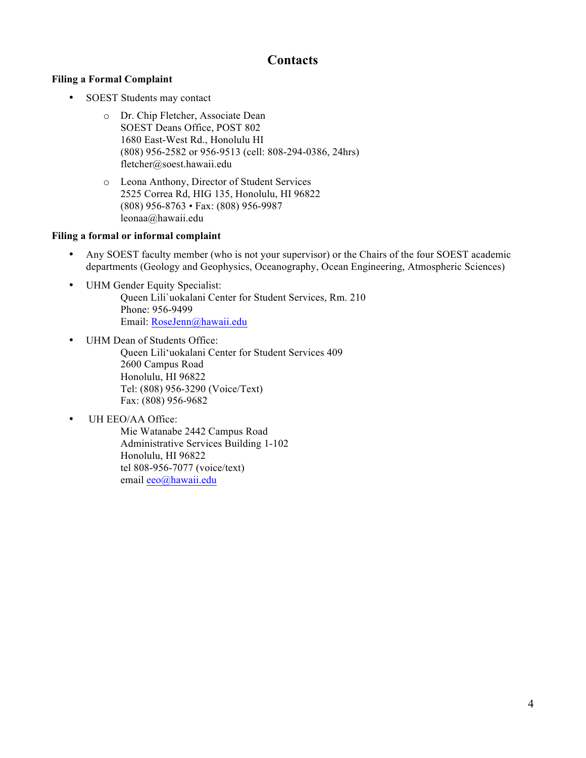# Contacts

**Filing a Formal Complaint**

- SOEST Students may contact
  - Dr. Chip Fletcher, Associate Dean
    SOEST Deans Office, POST 802
    1680 East-West Rd., Honolulu HI
    (808) 956-2582 or 956-9513 (cell: 808-294-0386, 24hrs)
    fletcher@soest.hawaii.edu
  - Leona Anthony, Director of Student Services
    2525 Correa Rd, HIG 135, Honolulu, HI 96822
    (808) 956-8763 • Fax: (808) 956-9987
    leonaa@hawaii.edu

**Filing a formal or informal complaint**

- Any SOEST faculty member (who is not your supervisor) or the Chairs of the four SOEST academic departments (Geology and Geophysics, Oceanography, Ocean Engineering, Atmospheric Sciences)
- UHM Gender Equity Specialist:
  Queen Lili`uokalani Center for Student Services, Rm. 210
  Phone: 956-9499
  Email: RoseJenn@hawaii.edu
- UHM Dean of Students Office:
  Queen Lili'uokalani Center for Student Services 409
  2600 Campus Road
  Honolulu, HI 96822
  Tel: (808) 956-3290 (Voice/Text)
  Fax: (808) 956-9682
- UH EEO/AA Office:
  Mie Watanabe 2442 Campus Road
  Administrative Services Building 1-102
  Honolulu, HI 96822
  tel 808-956-7077 (voice/text)
  email eeo@hawaii.edu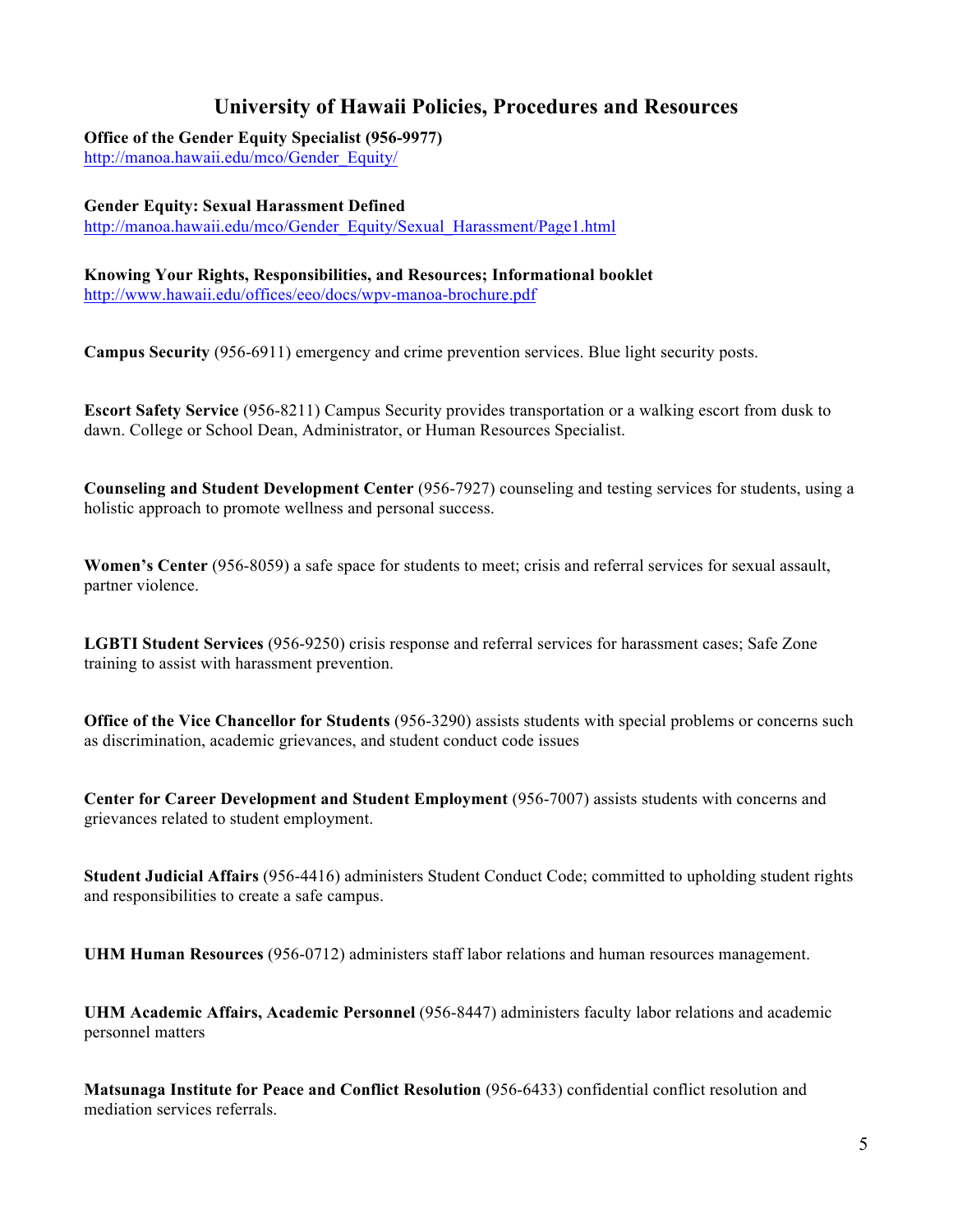# University of Hawaii Policies, Procedures and Resources

**Office of the Gender Equity Specialist (956-9977)**
http://manoa.hawaii.edu/mco/Gender_Equity/

**Gender Equity: Sexual Harassment Defined**
http://manoa.hawaii.edu/mco/Gender_Equity/Sexual_Harassment/Page1.html

**Knowing Your Rights, Responsibilities, and Resources; Informational booklet**
http://www.hawaii.edu/offices/eeo/docs/wpv-manoa-brochure.pdf

**Campus Security** (956-6911) emergency and crime prevention services. Blue light security posts.

**Escort Safety Service** (956-8211) Campus Security provides transportation or a walking escort from dusk to dawn. College or School Dean, Administrator, or Human Resources Specialist.

**Counseling and Student Development Center** (956-7927) counseling and testing services for students, using a holistic approach to promote wellness and personal success.

**Women's Center** (956-8059) a safe space for students to meet; crisis and referral services for sexual assault, partner violence.

**LGBTI Student Services** (956-9250) crisis response and referral services for harassment cases; Safe Zone training to assist with harassment prevention.

**Office of the Vice Chancellor for Students** (956-3290) assists students with special problems or concerns such as discrimination, academic grievances, and student conduct code issues

**Center for Career Development and Student Employment** (956-7007) assists students with concerns and grievances related to student employment.

**Student Judicial Affairs** (956-4416) administers Student Conduct Code; committed to upholding student rights and responsibilities to create a safe campus.

**UHM Human Resources** (956-0712) administers staff labor relations and human resources management.

**UHM Academic Affairs, Academic Personnel** (956-8447) administers faculty labor relations and academic personnel matters

**Matsunaga Institute for Peace and Conflict Resolution** (956-6433) confidential conflict resolution and mediation services referrals.